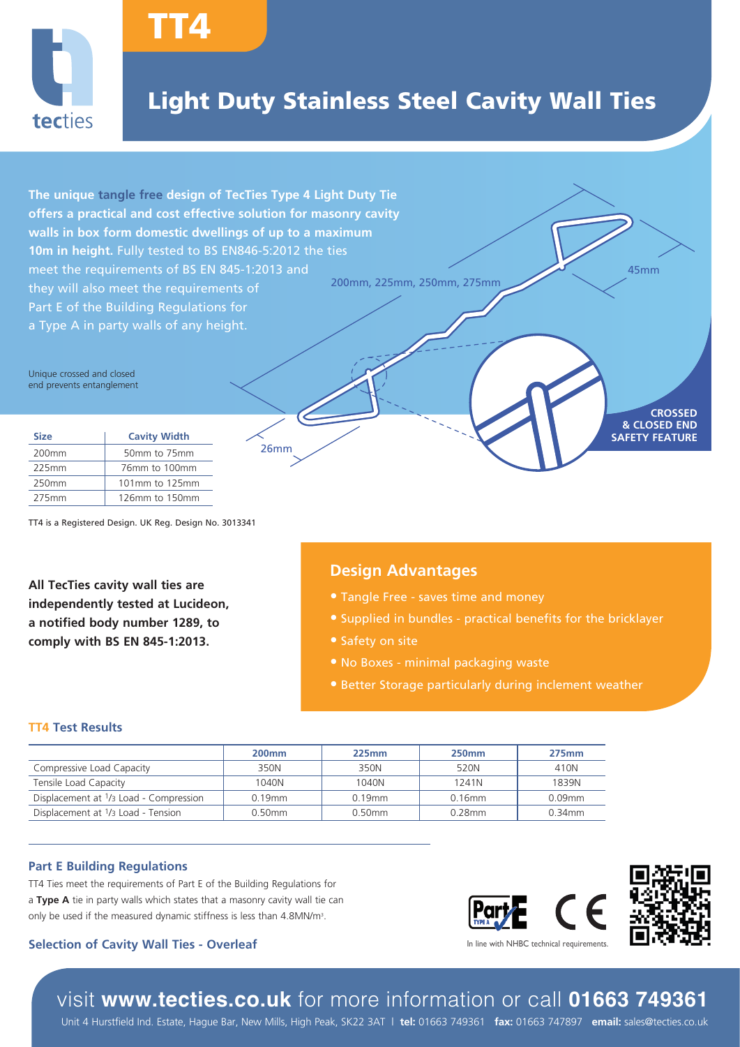# TT4

## Light Duty Stainless Steel Cavity Wall Ties

**The unique tangle free design of TecTies Type 4 Light Duty Tie offers a practical and cost effective solution for masonry cavity walls in box form domestic dwellings of up to a maximum 10m in height.** Fully tested to BS EN846-5:2012 the ties meet the requirements of BS EN 845-1:2013 and they will also meet the requirements of Part E of the Building Regulations for a Type A in party walls of any height.

Unique crossed and closed end prevents entanglement

200mm, 225mm, 250mm, 275mm

45mm

26mm

**CROSSED & CLOSED END SAFETY FEATURE**

| Size | Cavity Width |
|---|---|
| 200mm | 50mm to 75mm |
| 225mm | 76mm to 100mm |
| 250mm | 101mm to 125mm |
| 275mm | 126mm to 150mm |

TT4 is a Registered Design. UK Reg. Design No. 3013341

**All TecTies cavity wall ties are independently tested at Lucideon, a notified body number 1289, to comply with BS EN 845-1:2013.**

### Design Advantages

- Tangle Free - saves time and money
- Supplied in bundles - practical benefits for the bricklayer
- Safety on site
- No Boxes - minimal packaging waste
- Better Storage particularly during inclement weather

### TT4 Test Results

| | 200mm | 225mm | 250mm | 275mm |
|---|---|---|---|---|
| Compressive Load Capacity | 350N | 350N | 520N | 410N |
| Tensile Load Capacity | 1040N | 1040N | 1241N | 1839N |
| Displacement at 1/3 Load - Compression | 0.19mm | 0.19mm | 0.16mm | 0.09mm |
| Displacement at 1/3 Load - Tension | 0.50mm | 0.50mm | 0.28mm | 0.34mm |

### Part E Building Regulations

TT4 Ties meet the requirements of Part E of the Building Regulations for a **Type A** tie in party walls which states that a masonry cavity wall tie can only be used if the measured dynamic stiffness is less than 4.8MN/m³.

**Selection of Cavity Wall Ties - Overleaf**

In line with NHBC technical requirements.

visit **www.tecties.co.uk** for more information or call **01663 749361**

Unit 4 Hurstfield Ind. Estate, Hague Bar, New Mills, High Peak, SK22 3AT | **tel:** 01663 749361 **fax:** 01663 747897 **email:** sales@tecties.co.uk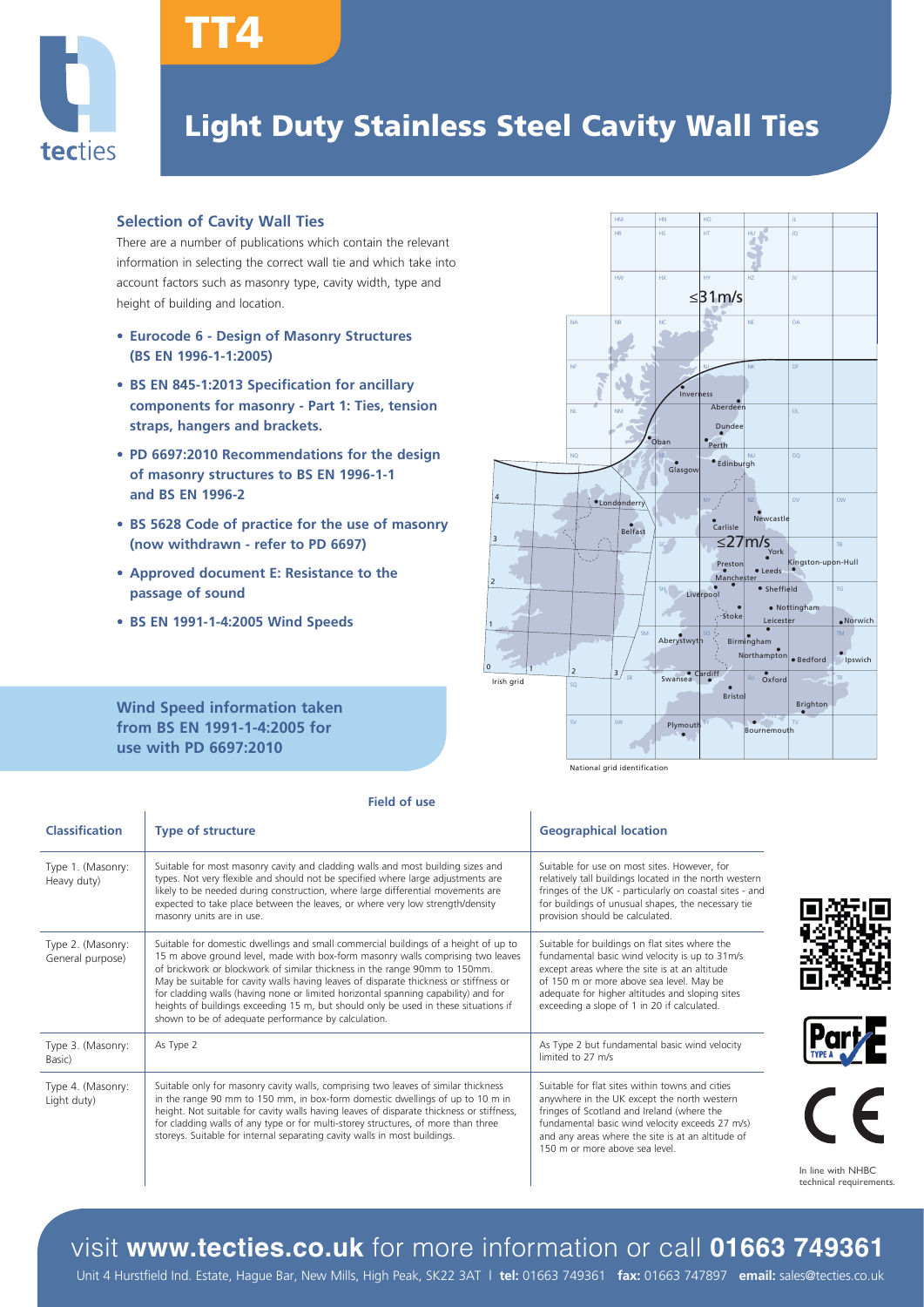# TT4

# Light Duty Stainless Steel Cavity Wall Ties

### Selection of Cavity Wall Ties

There are a number of publications which contain the relevant information in selecting the correct wall tie and which take into account factors such as masonry type, cavity width, type and height of building and location.

- **Eurocode 6 - Design of Masonry Structures (BS EN 1996-1-1:2005)**
- **BS EN 845-1:2013 Specification for ancillary components for masonry - Part 1: Ties, tension straps, hangers and brackets.**
- **PD 6697:2010 Recommendations for the design of masonry structures to BS EN 1996-1-1 and BS EN 1996-2**
- **BS 5628 Code of practice for the use of masonry (now withdrawn - refer to PD 6697)**
- **Approved document E: Resistance to the passage of sound**
- **BS EN 1991-1-4:2005 Wind Speeds**

**Wind Speed information taken from BS EN 1991-1-4:2005 for use with PD 6697:2010**

≤31m/s

≤27m/s

Irish grid

National grid identification

**Field of use**

| Classification | Type of structure | Geographical location |
|---|---|---|
| Type 1. (Masonry: Heavy duty) | Suitable for most masonry cavity and cladding walls and most building sizes and types. Not very flexible and should not be specified where large adjustments are likely to be needed during construction, where large differential movements are expected to take place between the leaves, or where very low strength/density masonry units are in use. | Suitable for use on most sites. However, for relatively tall buildings located in the north western fringes of the UK - particularly on coastal sites - and for buildings of unusual shapes, the necessary tie provision should be calculated. |
| Type 2. (Masonry: General purpose) | Suitable for domestic dwellings and small commercial buildings of a height of up to 15 m above ground level, made with box-form masonry walls comprising two leaves of brickwork or blockwork of similar thickness in the range 90mm to 150mm. May be suitable for cavity walls having leaves of disparate thickness or stiffness or for cladding walls (having none or limited horizontal spanning capability) and for heights of buildings exceeding 15 m, but should only be used in these situations if shown to be of adequate performance by calculation. | Suitable for buildings on flat sites where the fundamental basic wind velocity is up to 31m/s except areas where the site is at an altitude of 150 m or more above sea level. May be adequate for higher altitudes and sloping sites exceeding a slope of 1 in 20 if calculated. |
| Type 3. (Masonry: Basic) | As Type 2 | As Type 2 but fundamental basic wind velocity limited to 27 m/s |
| Type 4. (Masonry: Light duty) | Suitable only for masonry cavity walls, comprising two leaves of similar thickness in the range 90 mm to 150 mm, in box-form domestic dwellings of up to 10 m in height. Not suitable for cavity walls having leaves of disparate thickness or stiffness, for cladding walls of any type or for multi-storey structures, of more than three storeys. Suitable for internal separating cavity walls in most buildings. | Suitable for flat sites within towns and cities anywhere in the UK except the north western fringes of Scotland and Ireland (where the fundamental basic wind velocity exceeds 27 m/s) and any areas where the site is at an altitude of 150 m or more above sea level. |

In line with NHBC technical requirements.

visit **www.tecties.co.uk** for more information or call **01663 749361**

Unit 4 Hurstfield Ind. Estate, Hague Bar, New Mills, High Peak, SK22 3AT | **tel:** 01663 749361 **fax:** 01663 747897 **email:** sales@tecties.co.uk